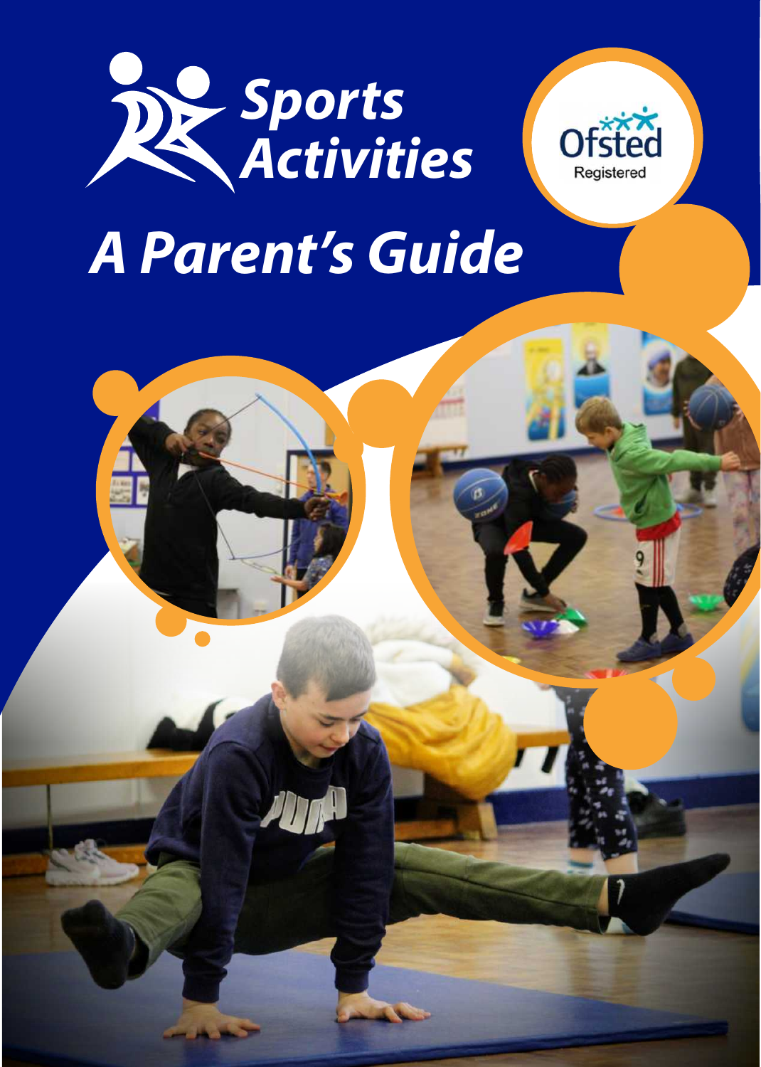# Sports Activities

Ofsted Registered

# A Parent's Guide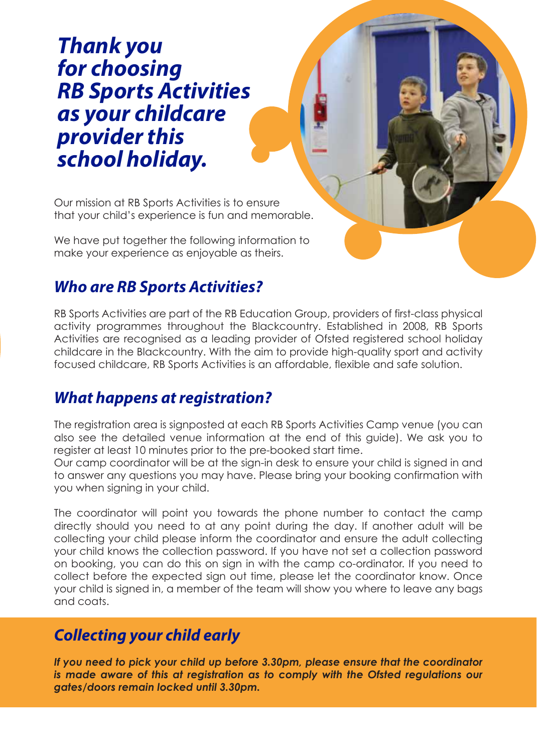# *Thank you for choosing RB Sports Activities as your childcare provider this school holiday.*

Our mission at RB Sports Activities is to ensure that your child's experience is fun and memorable.

We have put together the following information to make your experience as enjoyable as theirs.

## *Who are RB Sports Activities?*

RB Sports Activities are part of the RB Education Group, providers of first-class physical activity programmes throughout the Blackcountry. Established in 2008, RB Sports Activities are recognised as a leading provider of Ofsted registered school holiday childcare in the Blackcountry. With the aim to provide high-quality sport and activity focused childcare, RB Sports Activities is an affordable, flexible and safe solution.

## *What happens at registration?*

The registration area is signposted at each RB Sports Activities Camp venue (you can also see the detailed venue information at the end of this guide). We ask you to register at least 10 minutes prior to the pre-booked start time.
Our camp coordinator will be at the sign-in desk to ensure your child is signed in and to answer any questions you may have. Please bring your booking confirmation with you when signing in your child.

The coordinator will point you towards the phone number to contact the camp directly should you need to at any point during the day. If another adult will be collecting your child please inform the coordinator and ensure the adult collecting your child knows the collection password. If you have not set a collection password on booking, you can do this on sign in with the camp co-ordinator. If you need to collect before the expected sign out time, please let the coordinator know. Once your child is signed in, a member of the team will show you where to leave any bags and coats.

## *Collecting your child early*

***If you need to pick your child up before 3.30pm, please ensure that the coordinator is made aware of this at registration as to comply with the Ofsted regulations our gates/doors remain locked until 3.30pm.***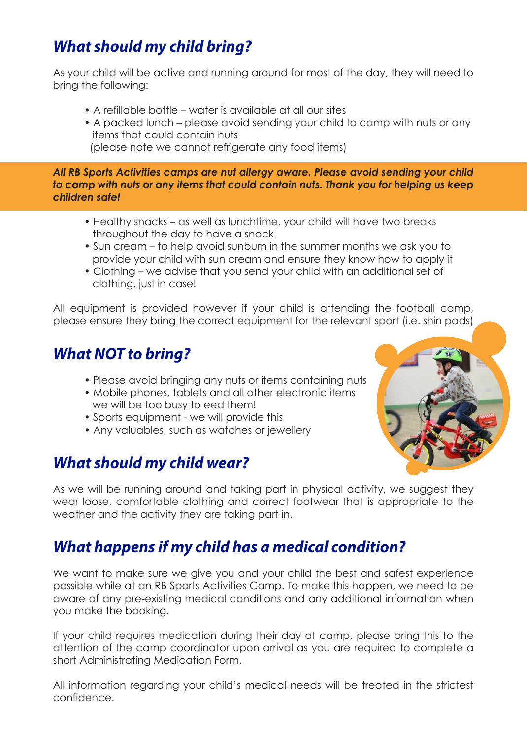## *What should my child bring?*

As your child will be active and running around for most of the day, they will need to bring the following:

- A refillable bottle – water is available at all our sites
- A packed lunch – please avoid sending your child to camp with nuts or any items that could contain nuts
  (please note we cannot refrigerate any food items)

***All RB Sports Activities camps are nut allergy aware. Please avoid sending your child to camp with nuts or any items that could contain nuts. Thank you for helping us keep children safe!***

- Healthy snacks – as well as lunchtime, your child will have two breaks throughout the day to have a snack
- Sun cream – to help avoid sunburn in the summer months we ask you to provide your child with sun cream and ensure they know how to apply it
- Clothing – we advise that you send your child with an additional set of clothing, just in case!

All equipment is provided however if your child is attending the football camp, please ensure they bring the correct equipment for the relevant sport (i.e. shin pads)

## *What NOT to bring?*

- Please avoid bringing any nuts or items containing nuts
- Mobile phones, tablets and all other electronic items we will be too busy to eed them!
- Sports equipment - we will provide this
- Any valuables, such as watches or jewellery

## *What should my child wear?*

As we will be running around and taking part in physical activity, we suggest they wear loose, comfortable clothing and correct footwear that is appropriate to the weather and the activity they are taking part in.

## *What happens if my child has a medical condition?*

We want to make sure we give you and your child the best and safest experience possible while at an RB Sports Activities Camp. To make this happen, we need to be aware of any pre-existing medical conditions and any additional information when you make the booking.

If your child requires medication during their day at camp, please bring this to the attention of the camp coordinator upon arrival as you are required to complete a short Administrating Medication Form.

All information regarding your child's medical needs will be treated in the strictest confidence.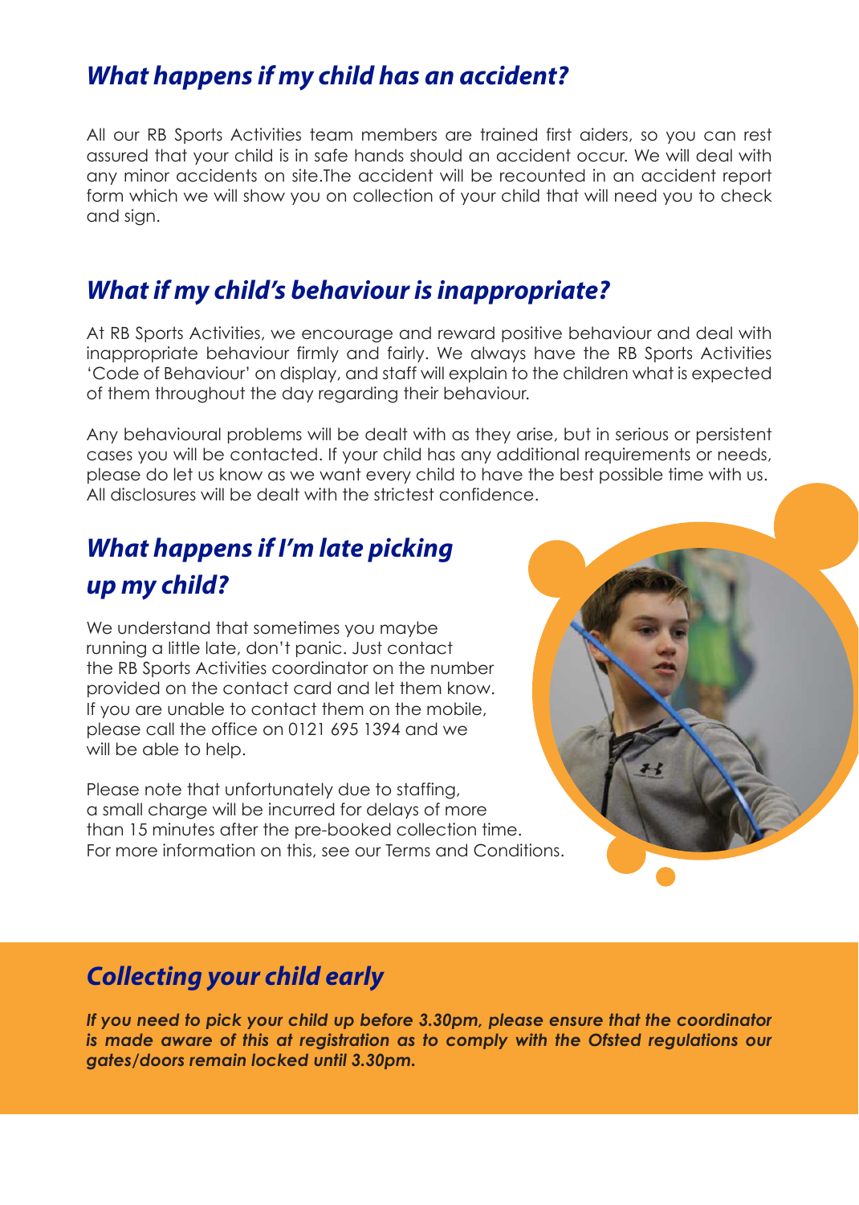## *What happens if my child has an accident?*

All our RB Sports Activities team members are trained first aiders, so you can rest assured that your child is in safe hands should an accident occur. We will deal with any minor accidents on site.The accident will be recounted in an accident report form which we will show you on collection of your child that will need you to check and sign.

## *What if my child's behaviour is inappropriate?*

At RB Sports Activities, we encourage and reward positive behaviour and deal with inappropriate behaviour firmly and fairly. We always have the RB Sports Activities 'Code of Behaviour' on display, and staff will explain to the children what is expected of them throughout the day regarding their behaviour.

Any behavioural problems will be dealt with as they arise, but in serious or persistent cases you will be contacted. If your child has any additional requirements or needs, please do let us know as we want every child to have the best possible time with us. All disclosures will be dealt with the strictest confidence.

## *What happens if I'm late picking up my child?*

We understand that sometimes you maybe running a little late, don't panic. Just contact the RB Sports Activities coordinator on the number provided on the contact card and let them know. If you are unable to contact them on the mobile, please call the office on 0121 695 1394 and we will be able to help.

Please note that unfortunately due to staffing, a small charge will be incurred for delays of more than 15 minutes after the pre-booked collection time. For more information on this, see our Terms and Conditions.

## *Collecting your child early*

***If you need to pick your child up before 3.30pm, please ensure that the coordinator is made aware of this at registration as to comply with the Ofsted regulations our gates/doors remain locked until 3.30pm.***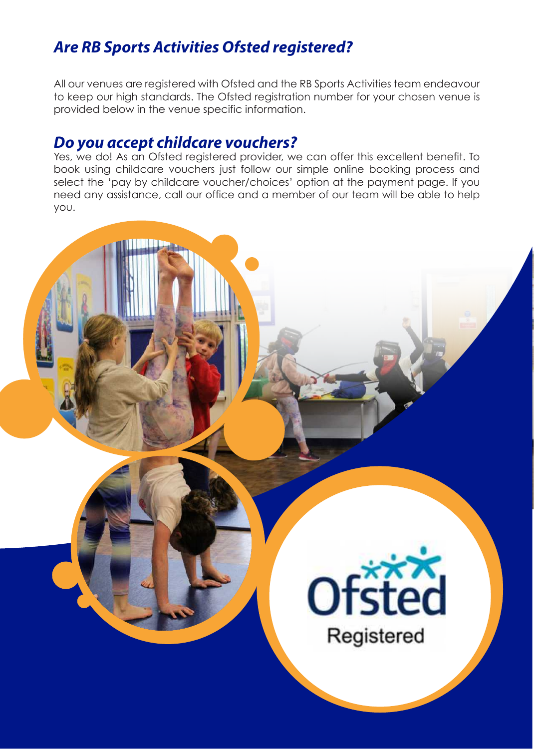## *Are RB Sports Activities Ofsted registered?*

All our venues are registered with Ofsted and the RB Sports Activities team endeavour to keep our high standards. The Ofsted registration number for your chosen venue is provided below in the venue specific information.

## *Do you accept childcare vouchers?*

Yes, we do! As an Ofsted registered provider, we can offer this excellent benefit. To book using childcare vouchers just follow our simple online booking process and select the 'pay by childcare voucher/choices' option at the payment page. If you need any assistance, call our office and a member of our team will be able to help you.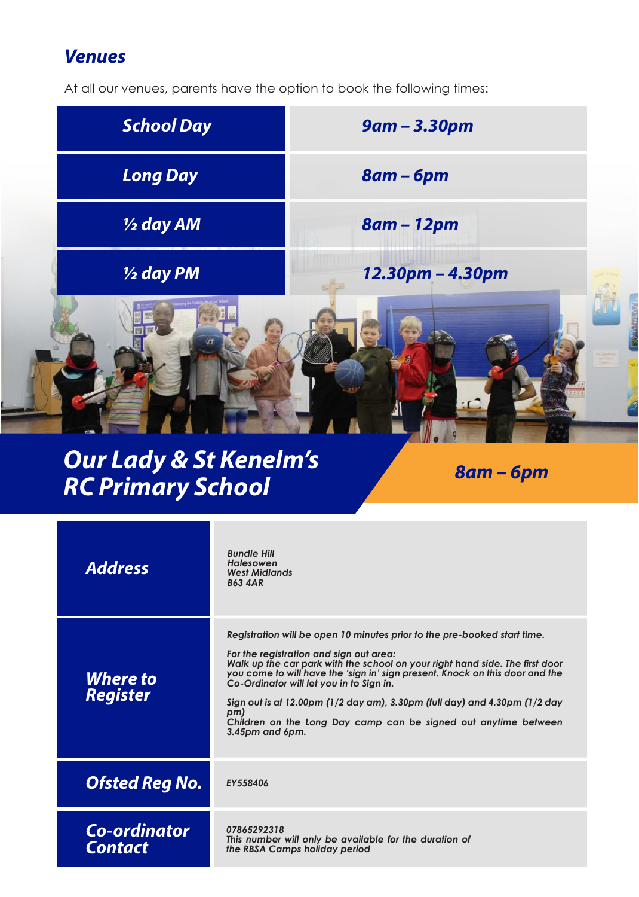## *Venues*

At all our venues, parents have the option to book the following times:

| | |
|---|---|
| ***School Day*** | ***9am – 3.30pm*** |
| ***Long Day*** | ***8am – 6pm*** |
| ***½ day AM*** | ***8am – 12pm*** |
| ***½ day PM*** | ***12.30pm – 4.30pm*** |

## *Our Lady & St Kenelm's RC Primary School*

***8am – 6pm***

| | |
|---|---|
| ***Address*** | *Bundle Hill*<br>*Halesowen*<br>*West Midlands*<br>*B63 4AR* |
| ***Where to Register*** | *Registration will be open 10 minutes prior to the pre-booked start time.*<br><br>*For the registration and sign out area:*<br>*Walk up the car park with the school on your right hand side. The first door you come to will have the 'sign in' sign present. Knock on this door and the Co-Ordinator will let you in to Sign in.*<br><br>*Sign out is at 12.00pm (1/2 day am), 3.30pm (full day) and 4.30pm (1/2 day pm)*<br>*Children on the Long Day camp can be signed out anytime between 3.45pm and 6pm.* |
| ***Ofsted Reg No.*** | *EY558406* |
| ***Co-ordinator Contact*** | *07865292318*<br>*This number will only be available for the duration of the RBSA Camps holiday period* |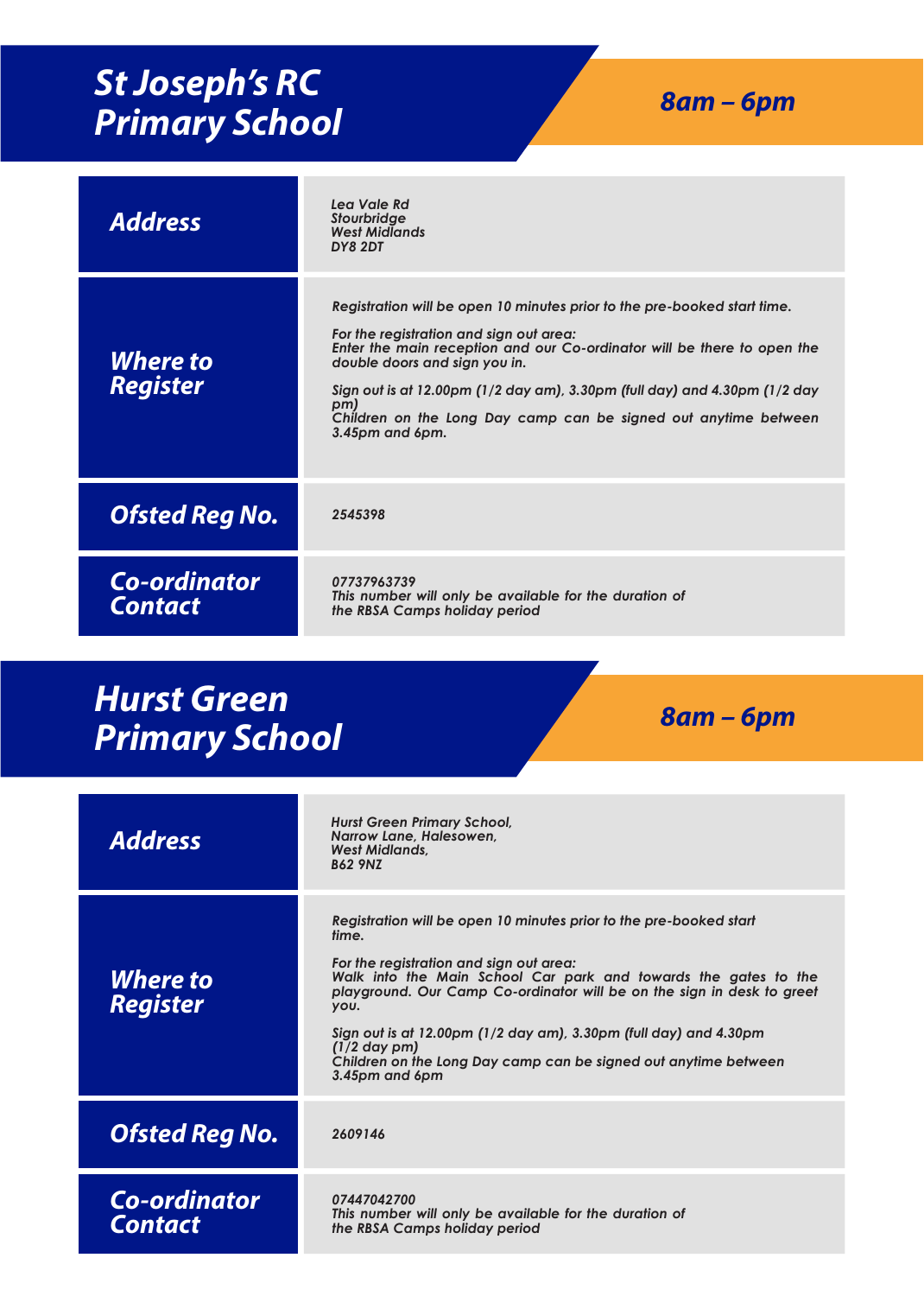## St Joseph's RC Primary School

**8am – 6pm**

| | |
|---|---|
| **Address** | *Lea Vale Rd<br>Stourbridge<br>West Midlands<br>DY8 2DT* |
| **Where to Register** | *Registration will be open 10 minutes prior to the pre-booked start time.<br><br>For the registration and sign out area:<br>Enter the main reception and our Co-ordinator will be there to open the double doors and sign you in.<br><br>Sign out is at 12.00pm (1/2 day am), 3.30pm (full day) and 4.30pm (1/2 day pm)<br>Children on the Long Day camp can be signed out anytime between 3.45pm and 6pm.* |
| **Ofsted Reg No.** | *2545398* |
| **Co-ordinator Contact** | *07737963739<br>This number will only be available for the duration of the RBSA Camps holiday period* |

## Hurst Green Primary School

**8am – 6pm**

| | |
|---|---|
| **Address** | *Hurst Green Primary School,<br>Narrow Lane, Halesowen,<br>West Midlands,<br>B62 9NZ* |
| **Where to Register** | *Registration will be open 10 minutes prior to the pre-booked start time.<br><br>For the registration and sign out area:<br>Walk into the Main School Car park and towards the gates to the playground. Our Camp Co-ordinator will be on the sign in desk to greet you.<br><br>Sign out is at 12.00pm (1/2 day am), 3.30pm (full day) and 4.30pm (1/2 day pm)<br>Children on the Long Day camp can be signed out anytime between 3.45pm and 6pm* |
| **Ofsted Reg No.** | *2609146* |
| **Co-ordinator Contact** | *07447042700<br>This number will only be available for the duration of the RBSA Camps holiday period* |